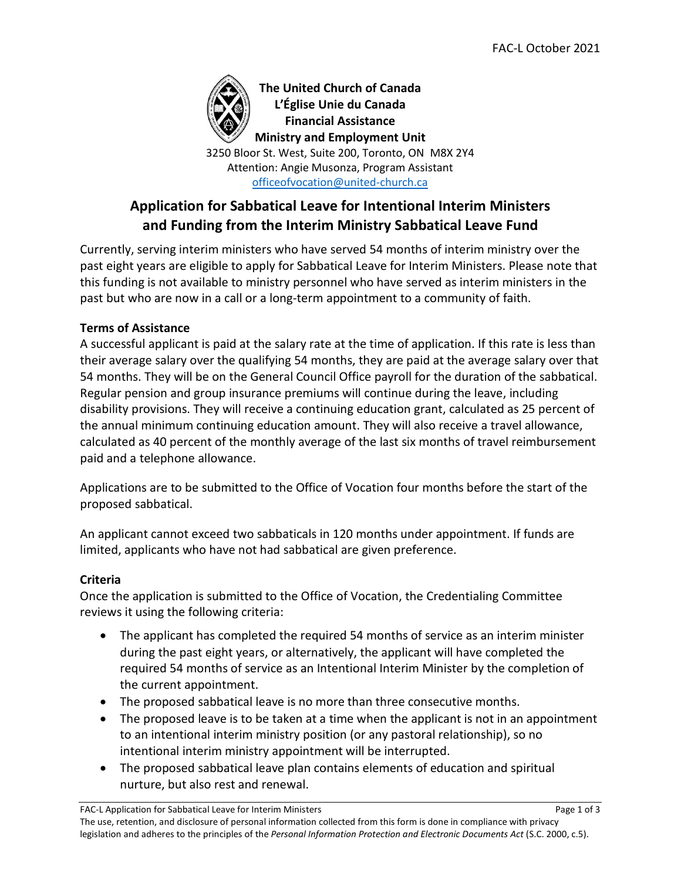FAC-L October 2021

**The United Church of Canada**
**L'Église Unie du Canada**
**Financial Assistance**
**Ministry and Employment Unit**

3250 Bloor St. West, Suite 200, Toronto, ON M8X 2Y4
Attention: Angie Musonza, Program Assistant
officeofvocation@united-church.ca

# Application for Sabbatical Leave for Intentional Interim Ministers and Funding from the Interim Ministry Sabbatical Leave Fund

Currently, serving interim ministers who have served 54 months of interim ministry over the past eight years are eligible to apply for Sabbatical Leave for Interim Ministers. Please note that this funding is not available to ministry personnel who have served as interim ministers in the past but who are now in a call or a long-term appointment to a community of faith.

**Terms of Assistance**

A successful applicant is paid at the salary rate at the time of application. If this rate is less than their average salary over the qualifying 54 months, they are paid at the average salary over that 54 months. They will be on the General Council Office payroll for the duration of the sabbatical. Regular pension and group insurance premiums will continue during the leave, including disability provisions. They will receive a continuing education grant, calculated as 25 percent of the annual minimum continuing education amount. They will also receive a travel allowance, calculated as 40 percent of the monthly average of the last six months of travel reimbursement paid and a telephone allowance.

Applications are to be submitted to the Office of Vocation four months before the start of the proposed sabbatical.

An applicant cannot exceed two sabbaticals in 120 months under appointment. If funds are limited, applicants who have not had sabbatical are given preference.

**Criteria**

Once the application is submitted to the Office of Vocation, the Credentialing Committee reviews it using the following criteria:

- The applicant has completed the required 54 months of service as an interim minister during the past eight years, or alternatively, the applicant will have completed the required 54 months of service as an Intentional Interim Minister by the completion of the current appointment.
- The proposed sabbatical leave is no more than three consecutive months.
- The proposed leave is to be taken at a time when the applicant is not in an appointment to an intentional interim ministry position (or any pastoral relationship), so no intentional interim ministry appointment will be interrupted.
- The proposed sabbatical leave plan contains elements of education and spiritual nurture, but also rest and renewal.

The use, retention, and disclosure of personal information collected from this form is done in compliance with privacy legislation and adheres to the principles of the *Personal Information Protection and Electronic Documents Act* (S.C. 2000, c.5).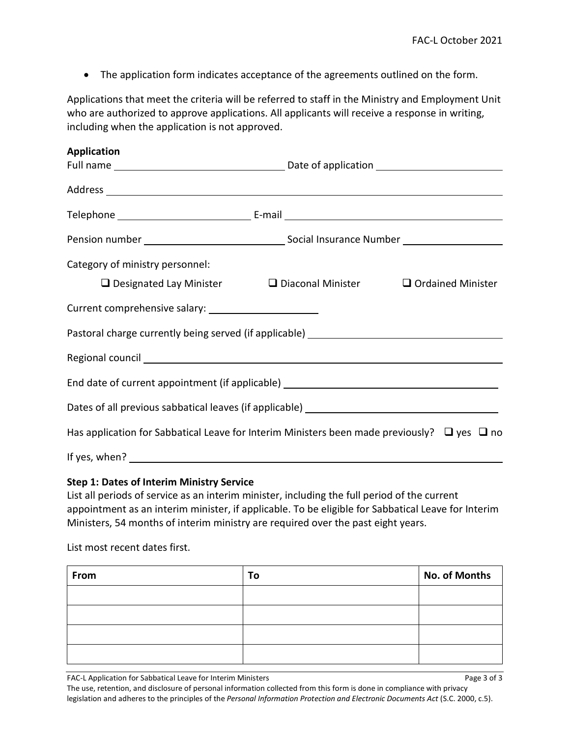- The application form indicates acceptance of the agreements outlined on the form.

Applications that meet the criteria will be referred to staff in the Ministry and Employment Unit who are authorized to approve applications. All applicants will receive a response in writing, including when the application is not approved.

**Application**

Full name ______________________________ Date of application ______________________

Address ____________________________________________________________________

Telephone ______________________ E-mail ____________________________________

Pension number ________________________ Social Insurance Number _________________

Category of ministry personnel:

❑ Designated Lay Minister ❑ Diaconal Minister ❑ Ordained Minister

Current comprehensive salary: ___________________

Pastoral charge currently being served (if applicable) _________________________________

Regional council ______________________________________________________________

End date of current appointment (if applicable) _____________________________________

Dates of all previous sabbatical leaves (if applicable) ________________________________

Has application for Sabbatical Leave for Interim Ministers been made previously? ❑ yes ❑ no

If yes, when? _________________________________________________________________

**Step 1: Dates of Interim Ministry Service**

List all periods of service as an interim minister, including the full period of the current appointment as an interim minister, if applicable. To be eligible for Sabbatical Leave for Interim Ministers, 54 months of interim ministry are required over the past eight years.

List most recent dates first.

| From | To | No. of Months |
| --- | --- | --- |
| | | |
| | | |
| | | |
| | | |

The use, retention, and disclosure of personal information collected from this form is done in compliance with privacy legislation and adheres to the principles of the *Personal Information Protection and Electronic Documents Act* (S.C. 2000, c.5).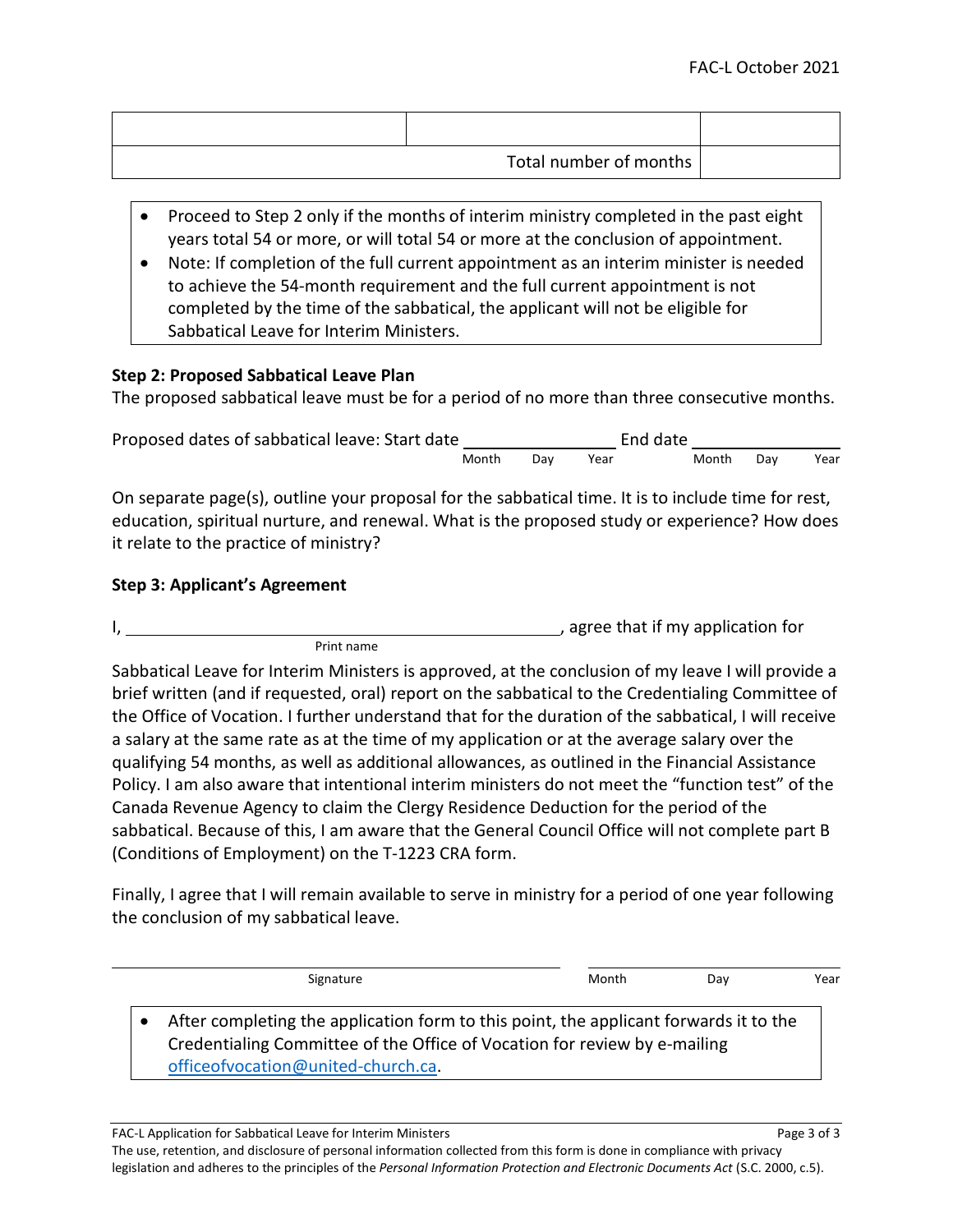| | | |
|---|---|---|
| | | |
| | Total number of months | |

- Proceed to Step 2 only if the months of interim ministry completed in the past eight years total 54 or more, or will total 54 or more at the conclusion of appointment.
- Note: If completion of the full current appointment as an interim minister is needed to achieve the 54-month requirement and the full current appointment is not completed by the time of the sabbatical, the applicant will not be eligible for Sabbatical Leave for Interim Ministers.

**Step 2: Proposed Sabbatical Leave Plan**

The proposed sabbatical leave must be for a period of no more than three consecutive months.

Proposed dates of sabbatical leave: Start date ________________ End date ________________
Month Day Year Month Day Year

On separate page(s), outline your proposal for the sabbatical time. It is to include time for rest, education, spiritual nurture, and renewal. What is the proposed study or experience? How does it relate to the practice of ministry?

**Step 3: Applicant's Agreement**

I, ________________________________________, agree that if my application for
Print name

Sabbatical Leave for Interim Ministers is approved, at the conclusion of my leave I will provide a brief written (and if requested, oral) report on the sabbatical to the Credentialing Committee of the Office of Vocation. I further understand that for the duration of the sabbatical, I will receive a salary at the same rate as at the time of my application or at the average salary over the qualifying 54 months, as well as additional allowances, as outlined in the Financial Assistance Policy. I am also aware that intentional interim ministers do not meet the "function test" of the Canada Revenue Agency to claim the Clergy Residence Deduction for the period of the sabbatical. Because of this, I am aware that the General Council Office will not complete part B (Conditions of Employment) on the T-1223 CRA form.

Finally, I agree that I will remain available to serve in ministry for a period of one year following the conclusion of my sabbatical leave.

________________________________________ ________________________
Signature Month Day Year

- After completing the application form to this point, the applicant forwards it to the Credentialing Committee of the Office of Vocation for review by e-mailing officeofvocation@united-church.ca.

The use, retention, and disclosure of personal information collected from this form is done in compliance with privacy legislation and adheres to the principles of the *Personal Information Protection and Electronic Documents Act* (S.C. 2000, c.5).